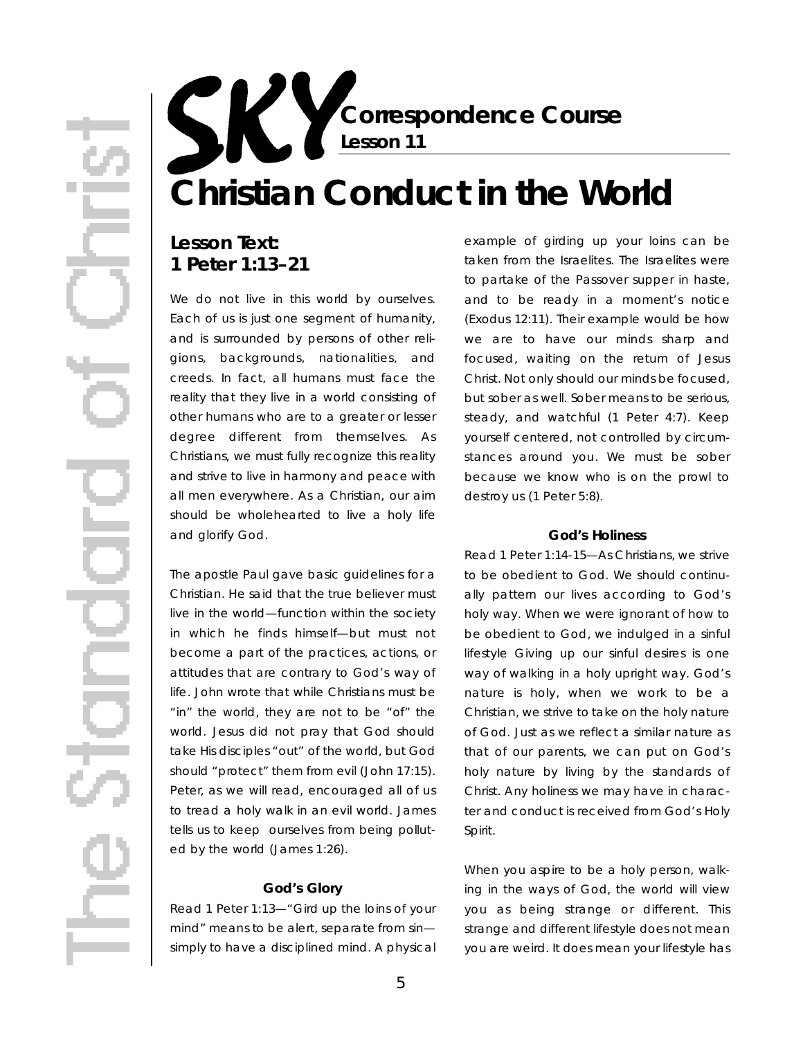# SKY Correspondence Course

**Lesson 11**

# Christian Conduct in the World

## Lesson Text: 1 Peter 1:13–21

We do not live in this world by ourselves. Each of us is just one segment of humanity, and is surrounded by persons of other religions, backgrounds, nationalities, and creeds. In fact, all humans must face the reality that they live in a world consisting of other humans who are to a greater or lesser degree different from themselves. As Christians, we must fully recognize this reality and strive to live in harmony and peace with all men everywhere. As a Christian, our aim should be wholehearted to live a holy life and glorify God.

The apostle Paul gave basic guidelines for a Christian. He said that the true believer must live in the world—function within the society in which he finds himself—but must not become a part of the practices, actions, or attitudes that are contrary to God's way of life. John wrote that while Christians must be "in" the world, they are not to be "of" the world. Jesus did not pray that God should take His disciples "out" of the world, but God should "protect" them from evil (John 17:15). Peter, as we will read, encouraged all of us to tread a holy walk in an evil world. James tells us to keep ourselves from being polluted by the world (James 1:26).

### God's Glory

Read 1 Peter 1:13—"Gird up the loins of your mind" means to be alert, separate from sin—simply to have a disciplined mind. A physical example of girding up your loins can be taken from the Israelites. The Israelites were to partake of the Passover supper in haste, and to be ready in a moment's notice (Exodus 12:11). Their example would be how we are to have our minds sharp and focused, waiting on the return of Jesus Christ. Not only should our minds be focused, but sober as well. Sober means to be serious, steady, and watchful (1 Peter 4:7). Keep yourself centered, not controlled by circumstances around you. We must be sober because we know who is on the prowl to destroy us (1 Peter 5:8).

### God's Holiness

Read 1 Peter 1:14-15—As Christians, we strive to be obedient to God. We should continually pattern our lives according to God's holy way. When we were ignorant of how to be obedient to God, we indulged in a sinful lifestyle Giving up our sinful desires is one way of walking in a holy upright way. God's nature is holy, when we work to be a Christian, we strive to take on the holy nature of God. Just as we reflect a similar nature as that of our parents, we can put on God's holy nature by living by the standards of Christ. Any holiness we may have in character and conduct is received from God's Holy Spirit.

When you aspire to be a holy person, walking in the ways of God, the world will view you as being strange or different. This strange and different lifestyle does not mean you are weird. It does mean your lifestyle has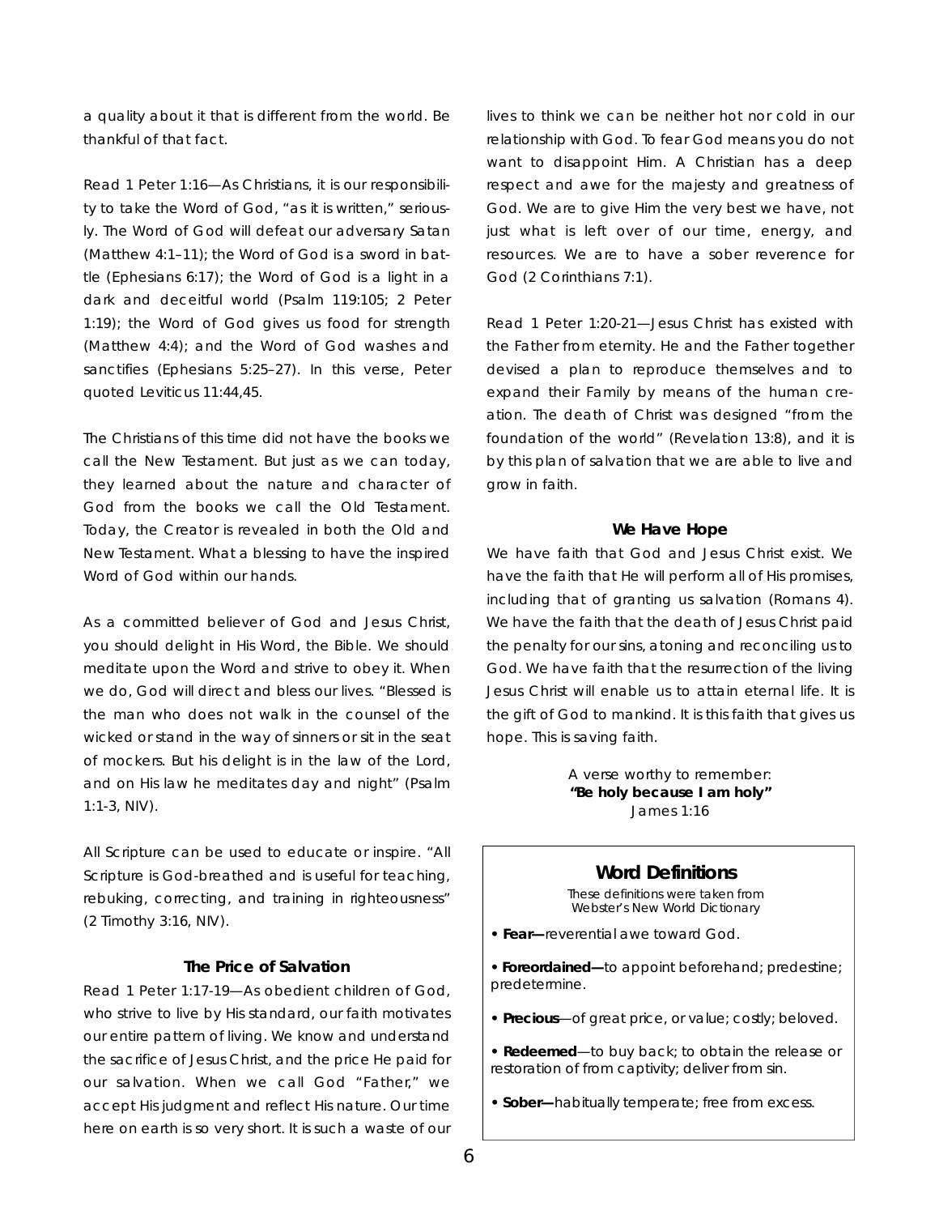a quality about it that is different from the world. Be thankful of that fact.

Read 1 Peter 1:16—As Christians, it is our responsibility to take the Word of God, "as it is written," seriously. The Word of God will defeat our adversary Satan (Matthew 4:1–11); the Word of God is a sword in battle (Ephesians 6:17); the Word of God is a light in a dark and deceitful world (Psalm 119:105; 2 Peter 1:19); the Word of God gives us food for strength (Matthew 4:4); and the Word of God washes and sanctifies (Ephesians 5:25–27). In this verse, Peter quoted Leviticus 11:44,45.

The Christians of this time did not have the books we call the New Testament. But just as we can today, they learned about the nature and character of God from the books we call the Old Testament. Today, the Creator is revealed in both the Old and New Testament. What a blessing to have the inspired Word of God within our hands.

As a committed believer of God and Jesus Christ, you should delight in His Word, the Bible. We should meditate upon the Word and strive to obey it. When we do, God will direct and bless our lives. "Blessed is the man who does not walk in the counsel of the wicked or stand in the way of sinners or sit in the seat of mockers. But his delight is in the law of the Lord, and on His law he meditates day and night" (Psalm 1:1-3, NIV).

All Scripture can be used to educate or inspire. "All Scripture is God-breathed and is useful for teaching, rebuking, correcting, and training in righteousness" (2 Timothy 3:16, NIV).

### The Price of Salvation

Read 1 Peter 1:17-19—As obedient children of God, who strive to live by His standard, our faith motivates our entire pattern of living. We know and understand the sacrifice of Jesus Christ, and the price He paid for our salvation. When we call God "Father," we accept His judgment and reflect His nature. Our time here on earth is so very short. It is such a waste of our lives to think we can be neither hot nor cold in our relationship with God. To fear God means you do not want to disappoint Him. A Christian has a deep respect and awe for the majesty and greatness of God. We are to give Him the very best we have, not just what is left over of our time, energy, and resources. We are to have a sober reverence for God (2 Corinthians 7:1).

Read 1 Peter 1:20-21—Jesus Christ has existed with the Father from eternity. He and the Father together devised a plan to reproduce themselves and to expand their Family by means of the human creation. The death of Christ was designed "from the foundation of the world" (Revelation 13:8), and it is by this plan of salvation that we are able to live and grow in faith.

### We Have Hope

We have faith that God and Jesus Christ exist. We have the faith that He will perform all of His promises, including that of granting us salvation (Romans 4). We have the faith that the death of Jesus Christ paid the penalty for our sins, atoning and reconciling us to God. We have faith that the resurrection of the living Jesus Christ will enable us to attain eternal life. It is the gift of God to mankind. It is this faith that gives us hope. This is saving faith.

A verse worthy to remember:
**"Be holy because I am holy"**
James 1:16

## Word Definitions

*These definitions were taken from Webster's New World Dictionary*

- **Fear—**reverential awe toward God.
- **Foreordained—**to appoint beforehand; predestine; predetermine.
- **Precious**—of great price, or value; costly; beloved.
- **Redeemed**—to buy back; to obtain the release or restoration of from captivity; deliver from sin.
- **Sober—**habitually temperate; free from excess.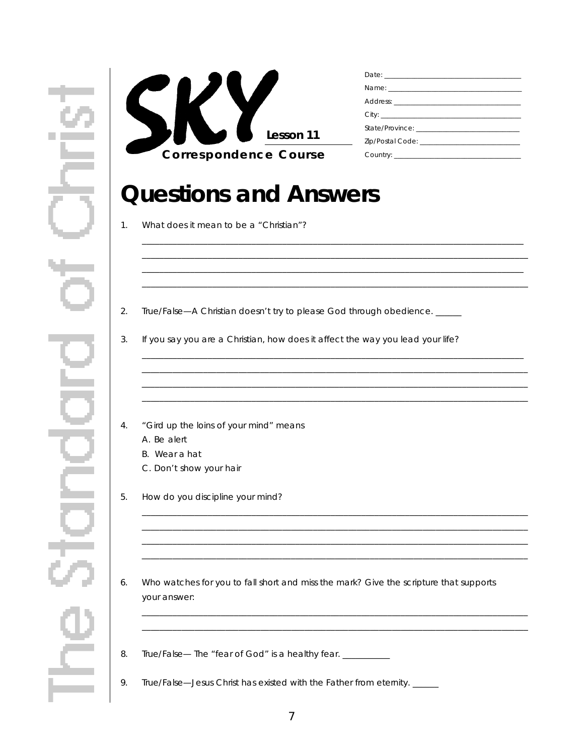SKY Lesson 11

Correspondence Course

Date: ____________________

Name: ____________________

Address: ____________________

City: ____________________

State/Province: ____________________

Zip/Postal Code: ____________________

Country: ____________________

# Questions and Answers

1. What does it mean to be a "Christian"?

________________________________________________________________________________
________________________________________________________________________________
________________________________________________________________________________
________________________________________________________________________________

2. True/False—A Christian doesn't try to please God through obedience. ______

3. If you say you are a Christian, how does it affect the way you lead your life?

________________________________________________________________________________
________________________________________________________________________________
________________________________________________________________________________
________________________________________________________________________________

4. "Gird up the loins of your mind" means
   A. Be alert
   B. Wear a hat
   C. Don't show your hair

5. How do you discipline your mind?

________________________________________________________________________________
________________________________________________________________________________
________________________________________________________________________________
________________________________________________________________________________

6. Who watches for you to fall short and miss the mark? Give the scripture that supports your answer:

________________________________________________________________________________
________________________________________________________________________________

8. True/False— The "fear of God" is a healthy fear. ___________

9. True/False—Jesus Christ has existed with the Father from eternity. ______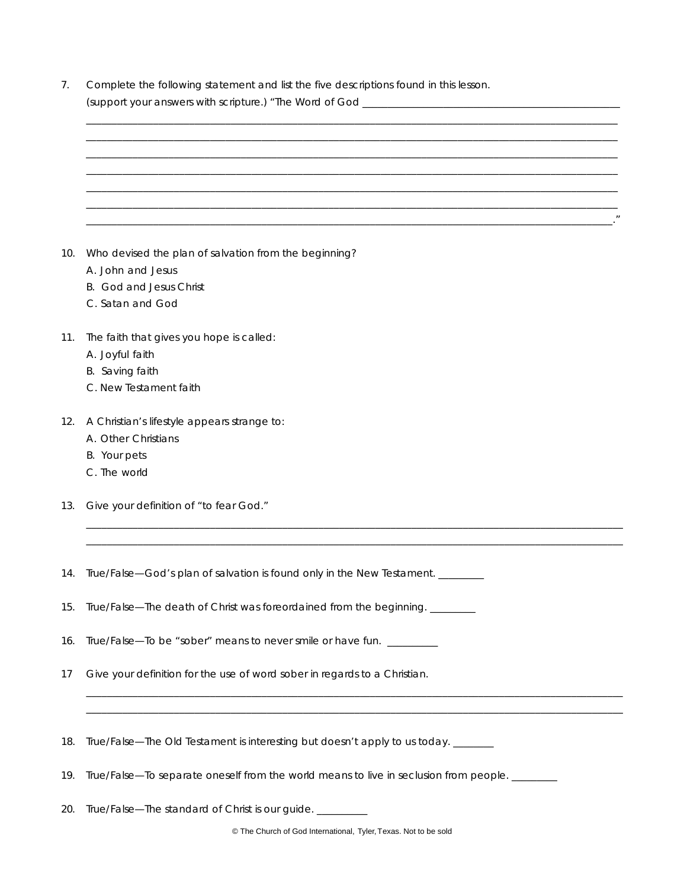7. Complete the following statement and list the five descriptions found in this lesson. (support your answers with scripture.) "The Word of God ________________________________________________
______________________________________________________________________________________________
______________________________________________________________________________________________
______________________________________________________________________________________________
______________________________________________________________________________________________
______________________________________________________________________________________________
______________________________________________________________________________________________
_____________________________________________________________________________________________."

10. Who devised the plan of salvation from the beginning?
    A. John and Jesus
    B. God and Jesus Christ
    C. Satan and God

11. The faith that gives you hope is called:
    A. Joyful faith
    B. Saving faith
    C. New Testament faith

12. A Christian's lifestyle appears strange to:
    A. Other Christians
    B. Your pets
    C. The world

13. Give your definition of "to fear God."
______________________________________________________________________________________________
______________________________________________________________________________________________

14. True/False—God's plan of salvation is found only in the New Testament. _________

15. True/False—The death of Christ was foreordained from the beginning. _________

16. True/False—To be "sober" means to never smile or have fun. __________

17 Give your definition for the use of word sober in regards to a Christian.
______________________________________________________________________________________________
______________________________________________________________________________________________

18. True/False—The Old Testament is interesting but doesn't apply to us today. ________

19. True/False—To separate oneself from the world means to live in seclusion from people. _________

20. True/False—The standard of Christ is our guide. __________

© The Church of God International, Tyler, Texas. Not to be sold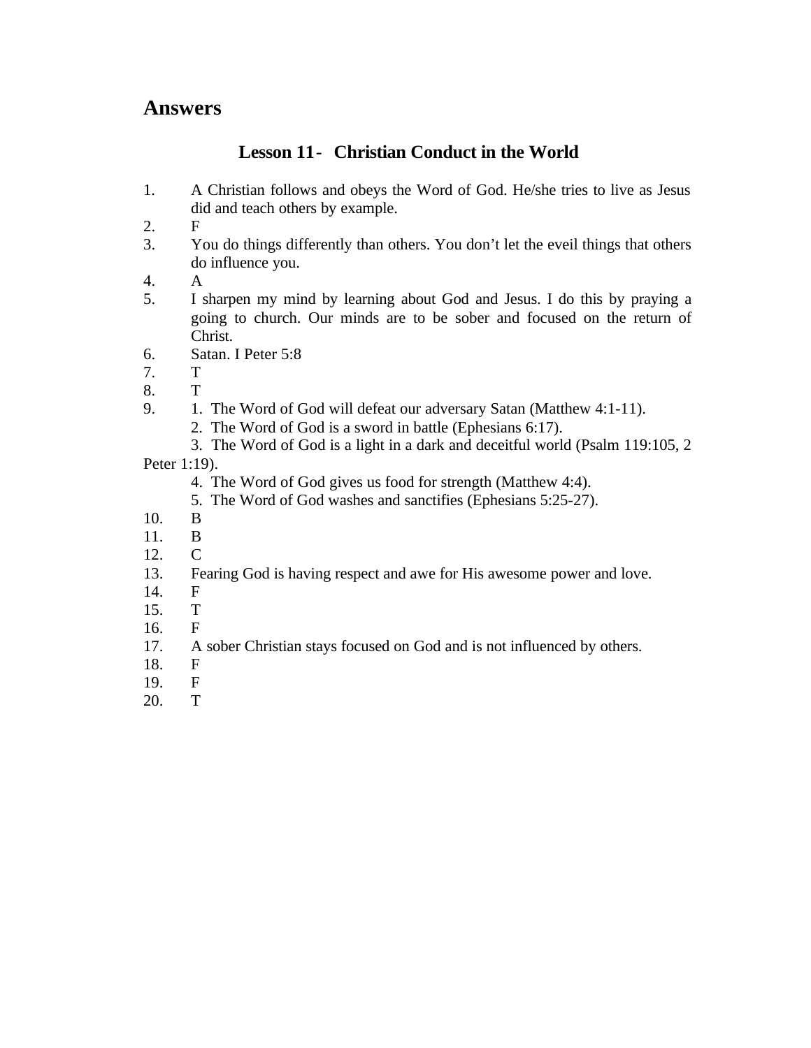# Answers

## Lesson 11 - Christian Conduct in the World

1. A Christian follows and obeys the Word of God. He/she tries to live as Jesus did and teach others by example.
2. F
3. You do things differently than others. You don't let the eveil things that others do influence you.
4. A
5. I sharpen my mind by learning about God and Jesus. I do this by praying a going to church. Our minds are to be sober and focused on the return of Christ.
6. Satan. I Peter 5:8
7. T
8. T
9. 1. The Word of God will defeat our adversary Satan (Matthew 4:1-11).
   2. The Word of God is a sword in battle (Ephesians 6:17).
   3. The Word of God is a light in a dark and deceitful world (Psalm 119:105, 2 Peter 1:19).
   4. The Word of God gives us food for strength (Matthew 4:4).
   5. The Word of God washes and sanctifies (Ephesians 5:25-27).
10. B
11. B
12. C
13. Fearing God is having respect and awe for His awesome power and love.
14. F
15. T
16. F
17. A sober Christian stays focused on God and is not influenced by others.
18. F
19. F
20. T